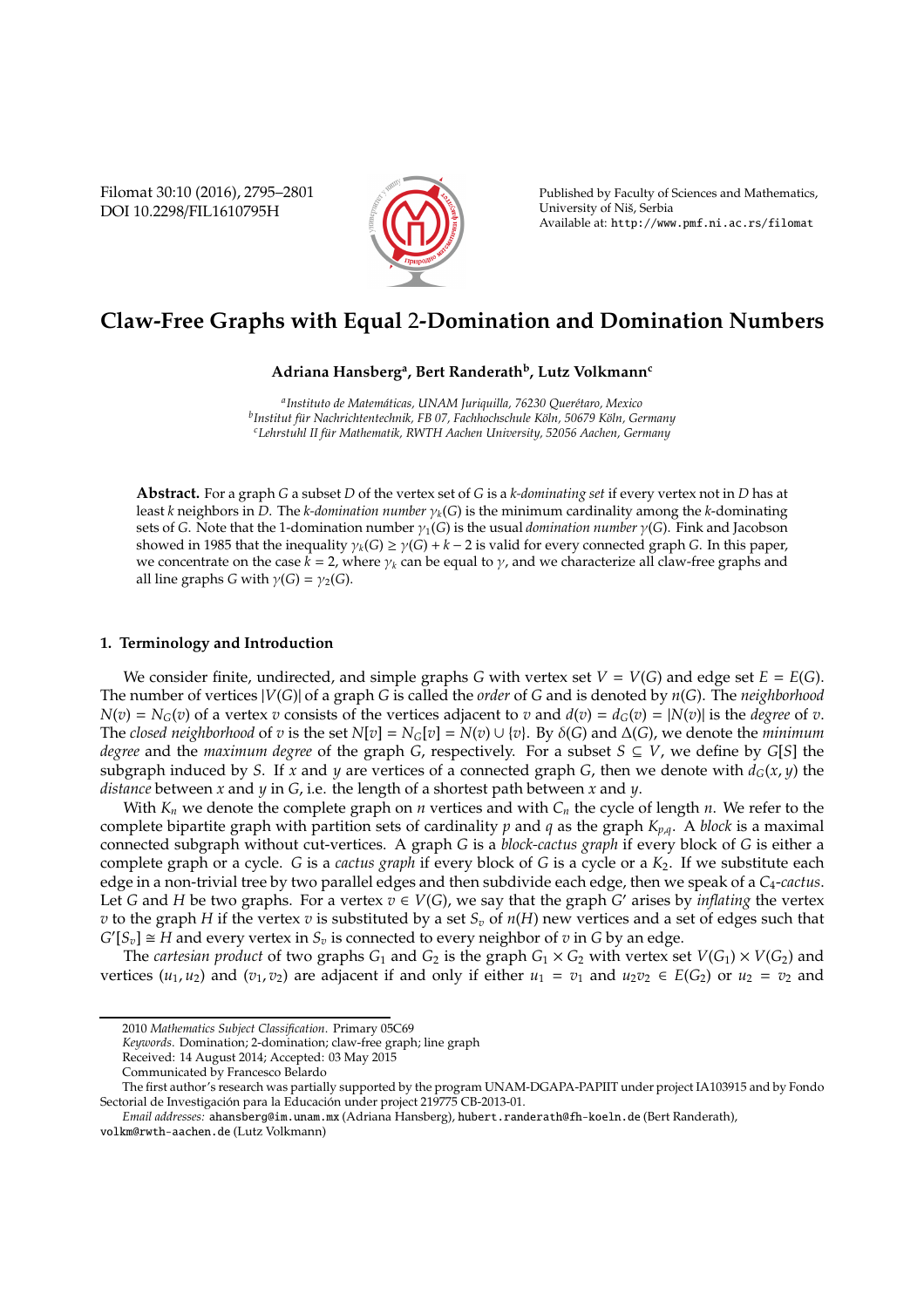# Claw-Free Graphs with Equal 2-Domination and Domination Numbers

**Adriana Hansberg[a], Bert Randerath[b], Lutz Volkmann[c]**

[a]*Instituto de Matemáticas, UNAM Juriquilla, 76230 Querétaro, Mexico*
[b]*Institut für Nachrichtentechnik, FB 07, Fachhochschule Köln, 50679 Köln, Germany*
[c]*Lehrstuhl II für Mathematik, RWTH Aachen University, 52056 Aachen, Germany*

**Abstract.** For a graph $G$ a subset $D$ of the vertex set of $G$ is a *$k$-dominating set* if every vertex not in $D$ has at least $k$ neighbors in $D$. The *$k$-domination number* $\gamma_k(G)$ is the minimum cardinality among the $k$-dominating sets of $G$. Note that the 1-domination number $\gamma_1(G)$ is the usual *domination number* $\gamma(G)$. Fink and Jacobson showed in 1985 that the inequality $\gamma_k(G) \geq \gamma(G) + k - 2$ is valid for every connected graph $G$. In this paper, we concentrate on the case $k = 2$, where $\gamma_k$ can be equal to $\gamma$, and we characterize all claw-free graphs and all line graphs $G$ with $\gamma(G) = \gamma_2(G)$.

## 1. Terminology and Introduction

We consider finite, undirected, and simple graphs $G$ with vertex set $V = V(G)$ and edge set $E = E(G)$. The number of vertices $|V(G)|$ of a graph $G$ is called the *order* of $G$ and is denoted by $n(G)$. The *neighborhood* $N(v) = N_G(v)$ of a vertex $v$ consists of the vertices adjacent to $v$ and $d(v) = d_G(v) = |N(v)|$ is the *degree* of $v$. The *closed neighborhood* of $v$ is the set $N[v] = N_G[v] = N(v) \cup \{v\}$. By $\delta(G)$ and $\Delta(G)$, we denote the *minimum degree* and the *maximum degree* of the graph $G$, respectively. For a subset $S \subseteq V$, we define by $G[S]$ the subgraph induced by $S$. If $x$ and $y$ are vertices of a connected graph $G$, then we denote with $d_G(x, y)$ the *distance* between $x$ and $y$ in $G$, i.e. the length of a shortest path between $x$ and $y$.

With $K_n$ we denote the complete graph on $n$ vertices and with $C_n$ the cycle of length $n$. We refer to the complete bipartite graph with partition sets of cardinality $p$ and $q$ as the graph $K_{p,q}$. A *block* is a maximal connected subgraph without cut-vertices. A graph $G$ is a *block-cactus graph* if every block of $G$ is either a complete graph or a cycle. $G$ is a *cactus graph* if every block of $G$ is a cycle or a $K_2$. If we substitute each edge in a non-trivial tree by two parallel edges and then subdivide each edge, then we speak of a *$C_4$-cactus*. Let $G$ and $H$ be two graphs. For a vertex $v \in V(G)$, we say that the graph $G'$ arises by *inflating* the vertex $v$ to the graph $H$ if the vertex $v$ is substituted by a set $S_v$ of $n(H)$ new vertices and a set of edges such that $G'[S_v] \cong H$ and every vertex in $S_v$ is connected to every neighbor of $v$ in $G$ by an edge.

The *cartesian product* of two graphs $G_1$ and $G_2$ is the graph $G_1 \times G_2$ with vertex set $V(G_1) \times V(G_2)$ and vertices $(u_1, u_2)$ and $(v_1, v_2)$ are adjacent if and only if either $u_1 = v_1$ and $u_2v_2 \in E(G_2)$ or $u_2 = v_2$ and

---

2010 *Mathematics Subject Classification*. Primary 05C69

*Keywords*. Domination; 2-domination; claw-free graph; line graph

Received: 14 August 2014; Accepted: 03 May 2015

Communicated by Francesco Belardo

The first author's research was partially supported by the program UNAM-DGAPA-PAPIIT under project IA103915 and by Fondo Sectorial de Investigación para la Educación under project 219775 CB-2013-01.

*Email addresses:* ahansberg@im.unam.mx (Adriana Hansberg), hubert.randerath@fh-koeln.de (Bert Randerath), volkm@rwth-aachen.de (Lutz Volkmann)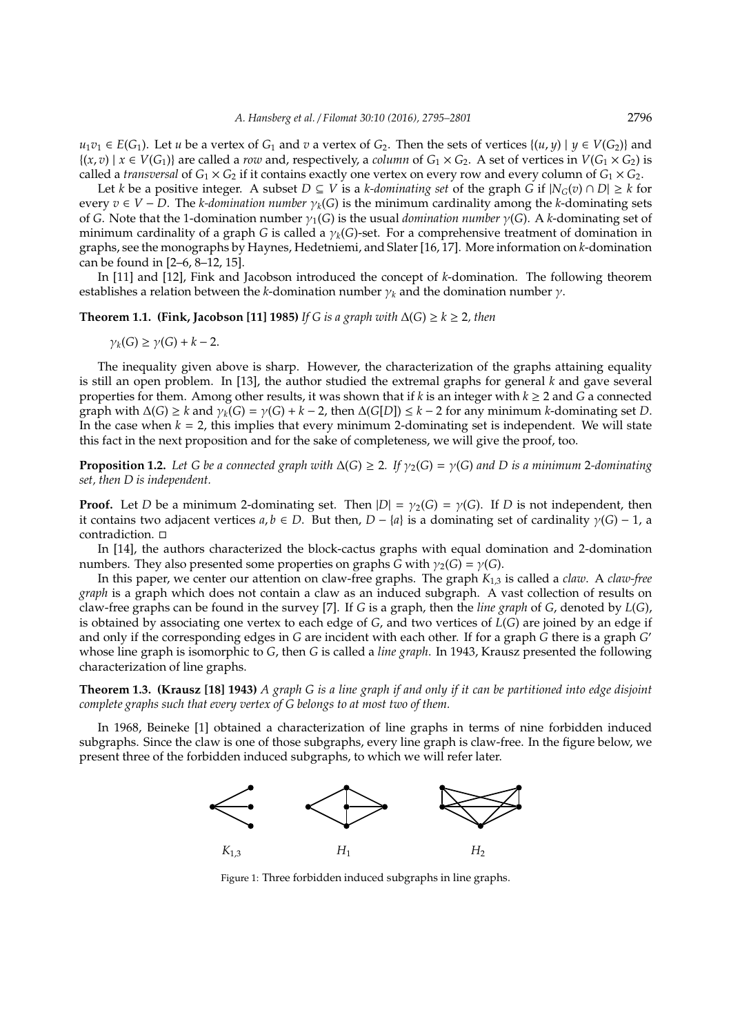$u_1v_1 \in E(G_1)$. Let $u$ be a vertex of $G_1$ and $v$ a vertex of $G_2$. Then the sets of vertices $\{(u, y) \mid y \in V(G_2)\}$ and $\{(x, v) \mid x \in V(G_1)\}$ are called a *row* and, respectively, a *column* of $G_1 \times G_2$. A set of vertices in $V(G_1 \times G_2)$ is called a *transversal* of $G_1 \times G_2$ if it contains exactly one vertex on every row and every column of $G_1 \times G_2$.

Let $k$ be a positive integer. A subset $D \subseteq V$ is a *k-dominating set* of the graph $G$ if $|N_G(v) \cap D| \geq k$ for every $v \in V - D$. The *k-domination number* $\gamma_k(G)$ is the minimum cardinality among the $k$-dominating sets of $G$. Note that the 1-domination number $\gamma_1(G)$ is the usual *domination number* $\gamma(G)$. A $k$-dominating set of minimum cardinality of a graph $G$ is called a $\gamma_k(G)$-set. For a comprehensive treatment of domination in graphs, see the monographs by Haynes, Hedetniemi, and Slater [16, 17]. More information on $k$-domination can be found in [2–6, 8–12, 15].

In [11] and [12], Fink and Jacobson introduced the concept of $k$-domination. The following theorem establishes a relation between the $k$-domination number $\gamma_k$ and the domination number $\gamma$.

**Theorem 1.1. (Fink, Jacobson [11] 1985)** *If $G$ is a graph with $\Delta(G) \geq k \geq 2$, then*

$$\gamma_k(G) \geq \gamma(G) + k - 2.$$

The inequality given above is sharp. However, the characterization of the graphs attaining equality is still an open problem. In [13], the author studied the extremal graphs for general $k$ and gave several properties for them. Among other results, it was shown that if $k$ is an integer with $k \geq 2$ and $G$ a connected graph with $\Delta(G) \geq k$ and $\gamma_k(G) = \gamma(G) + k - 2$, then $\Delta(G[D]) \leq k - 2$ for any minimum $k$-dominating set $D$. In the case when $k = 2$, this implies that every minimum 2-dominating set is independent. We will state this fact in the next proposition and for the sake of completeness, we will give the proof, too.

**Proposition 1.2.** *Let $G$ be a connected graph with $\Delta(G) \geq 2$. If $\gamma_2(G) = \gamma(G)$ and $D$ is a minimum 2-dominating set, then $D$ is independent.*

**Proof.** Let $D$ be a minimum 2-dominating set. Then $|D| = \gamma_2(G) = \gamma(G)$. If $D$ is not independent, then it contains two adjacent vertices $a, b \in D$. But then, $D - \{a\}$ is a dominating set of cardinality $\gamma(G) - 1$, a contradiction. □

In [14], the authors characterized the block-cactus graphs with equal domination and 2-domination numbers. They also presented some properties on graphs $G$ with $\gamma_2(G) = \gamma(G)$.

In this paper, we center our attention on claw-free graphs. The graph $K_{1,3}$ is called a *claw*. A *claw-free graph* is a graph which does not contain a claw as an induced subgraph. A vast collection of results on claw-free graphs can be found in the survey [7]. If $G$ is a graph, then the *line graph* of $G$, denoted by $L(G)$, is obtained by associating one vertex to each edge of $G$, and two vertices of $L(G)$ are joined by an edge if and only if the corresponding edges in $G$ are incident with each other. If for a graph $G$ there is a graph $G'$ whose line graph is isomorphic to $G$, then $G$ is called a *line graph*. In 1943, Krausz presented the following characterization of line graphs.

**Theorem 1.3. (Krausz [18] 1943)** *A graph $G$ is a line graph if and only if it can be partitioned into edge disjoint complete graphs such that every vertex of $G$ belongs to at most two of them.*

In 1968, Beineke [1] obtained a characterization of line graphs in terms of nine forbidden induced subgraphs. Since the claw is one of those subgraphs, every line graph is claw-free. In the figure below, we present three of the forbidden induced subgraphs, to which we will refer later.

$K_{1,3}$ $H_1$ $H_2$

Figure 1: Three forbidden induced subgraphs in line graphs.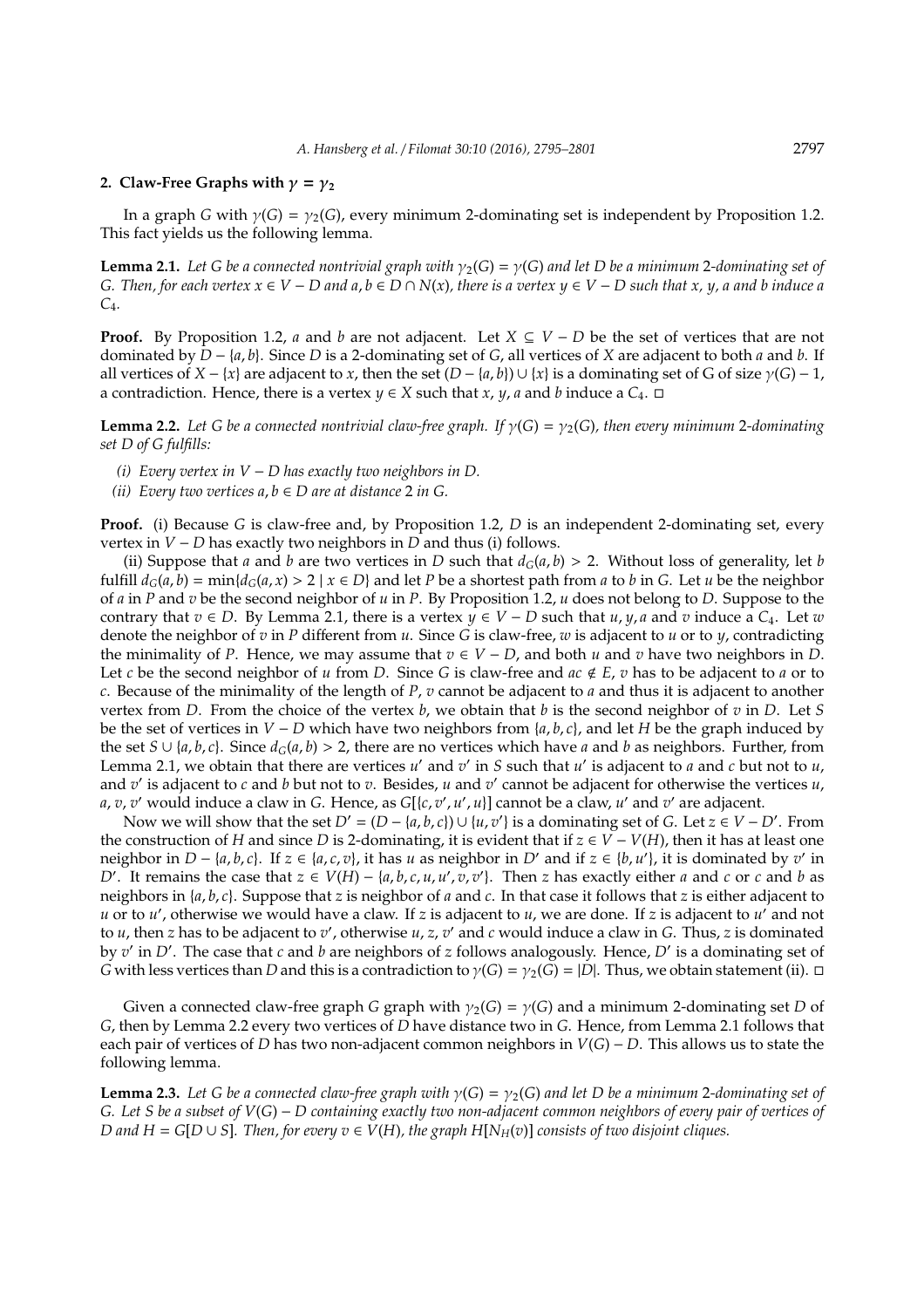## 2. Claw-Free Graphs with $\gamma = \gamma_2$

In a graph $G$ with $\gamma(G) = \gamma_2(G)$, every minimum 2-dominating set is independent by Proposition 1.2. This fact yields us the following lemma.

**Lemma 2.1.** *Let $G$ be a connected nontrivial graph with $\gamma_2(G) = \gamma(G)$ and let $D$ be a minimum 2-dominating set of $G$. Then, for each vertex $x \in V - D$ and $a, b \in D \cap N(x)$, there is a vertex $y \in V - D$ such that $x$, $y$, $a$ and $b$ induce a $C_4$.*

**Proof.** By Proposition 1.2, $a$ and $b$ are not adjacent. Let $X \subseteq V - D$ be the set of vertices that are not dominated by $D - \{a, b\}$. Since $D$ is a 2-dominating set of $G$, all vertices of $X$ are adjacent to both $a$ and $b$. If all vertices of $X - \{x\}$ are adjacent to $x$, then the set $(D - \{a, b\}) \cup \{x\}$ is a dominating set of G of size $\gamma(G) - 1$, a contradiction. Hence, there is a vertex $y \in X$ such that $x$, $y$, $a$ and $b$ induce a $C_4$. □

**Lemma 2.2.** *Let $G$ be a connected nontrivial claw-free graph. If $\gamma(G) = \gamma_2(G)$, then every minimum 2-dominating set $D$ of $G$ fulfills:*

*(i) Every vertex in $V - D$ has exactly two neighbors in $D$.*

*(ii) Every two vertices $a, b \in D$ are at distance 2 in $G$.*

**Proof.** (i) Because $G$ is claw-free and, by Proposition 1.2, $D$ is an independent 2-dominating set, every vertex in $V - D$ has exactly two neighbors in $D$ and thus (i) follows.

(ii) Suppose that $a$ and $b$ are two vertices in $D$ such that $d_G(a, b) > 2$. Without loss of generality, let $b$ fulfill $d_G(a, b) = \min\{d_G(a, x) > 2 \mid x \in D\}$ and let $P$ be a shortest path from $a$ to $b$ in $G$. Let $u$ be the neighbor of $a$ in $P$ and $v$ be the second neighbor of $u$ in $P$. By Proposition 1.2, $u$ does not belong to $D$. Suppose to the contrary that $v \in D$. By Lemma 2.1, there is a vertex $y \in V - D$ such that $u, y, a$ and $v$ induce a $C_4$. Let $w$ denote the neighbor of $v$ in $P$ different from $u$. Since $G$ is claw-free, $w$ is adjacent to $u$ or to $y$, contradicting the minimality of $P$. Hence, we may assume that $v \in V - D$, and both $u$ and $v$ have two neighbors in $D$. Let $c$ be the second neighbor of $u$ from $D$. Since $G$ is claw-free and $ac \notin E$, $v$ has to be adjacent to $a$ or to $c$. Because of the minimality of the length of $P$, $v$ cannot be adjacent to $a$ and thus it is adjacent to another vertex from $D$. From the choice of the vertex $b$, we obtain that $b$ is the second neighbor of $v$ in $D$. Let $S$ be the set of vertices in $V - D$ which have two neighbors from $\{a, b, c\}$, and let $H$ be the graph induced by the set $S \cup \{a, b, c\}$. Since $d_G(a, b) > 2$, there are no vertices which have $a$ and $b$ as neighbors. Further, from Lemma 2.1, we obtain that there are vertices $u'$ and $v'$ in $S$ such that $u'$ is adjacent to $a$ and $c$ but not to $u$, and $v'$ is adjacent to $c$ and $b$ but not to $v$. Besides, $u$ and $v'$ cannot be adjacent for otherwise the vertices $u$, $a$, $v$, $v'$ would induce a claw in $G$. Hence, as $G[\{c, v', u', u\}]$ cannot be a claw, $u'$ and $v'$ are adjacent.

Now we will show that the set $D' = (D - \{a, b, c\}) \cup \{u, v'\}$ is a dominating set of $G$. Let $z \in V - D'$. From the construction of $H$ and since $D$ is 2-dominating, it is evident that if $z \in V - V(H)$, then it has at least one neighbor in $D - \{a, b, c\}$. If $z \in \{a, c, v\}$, it has $u$ as neighbor in $D'$ and if $z \in \{b, u'\}$, it is dominated by $v'$ in $D'$. It remains the case that $z \in V(H) - \{a, b, c, u, u', v, v'\}$. Then $z$ has exactly either $a$ and $c$ or $c$ and $b$ as neighbors in $\{a, b, c\}$. Suppose that $z$ is neighbor of $a$ and $c$. In that case it follows that $z$ is either adjacent to $u$ or to $u'$, otherwise we would have a claw. If $z$ is adjacent to $u$, we are done. If $z$ is adjacent to $u'$ and not to $u$, then $z$ has to be adjacent to $v'$, otherwise $u$, $z$, $v'$ and $c$ would induce a claw in $G$. Thus, $z$ is dominated by $v'$ in $D'$. The case that $c$ and $b$ are neighbors of $z$ follows analogously. Hence, $D'$ is a dominating set of $G$ with less vertices than $D$ and this is a contradiction to $\gamma(G) = \gamma_2(G) = |D|$. Thus, we obtain statement (ii). □

Given a connected claw-free graph $G$ graph with $\gamma_2(G) = \gamma(G)$ and a minimum 2-dominating set $D$ of $G$, then by Lemma 2.2 every two vertices of $D$ have distance two in $G$. Hence, from Lemma 2.1 follows that each pair of vertices of $D$ has two non-adjacent common neighbors in $V(G) - D$. This allows us to state the following lemma.

**Lemma 2.3.** *Let $G$ be a connected claw-free graph with $\gamma(G) = \gamma_2(G)$ and let $D$ be a minimum 2-dominating set of $G$. Let $S$ be a subset of $V(G) - D$ containing exactly two non-adjacent common neighbors of every pair of vertices of $D$ and $H = G[D \cup S]$. Then, for every $v \in V(H)$, the graph $H[N_H(v)]$ consists of two disjoint cliques.*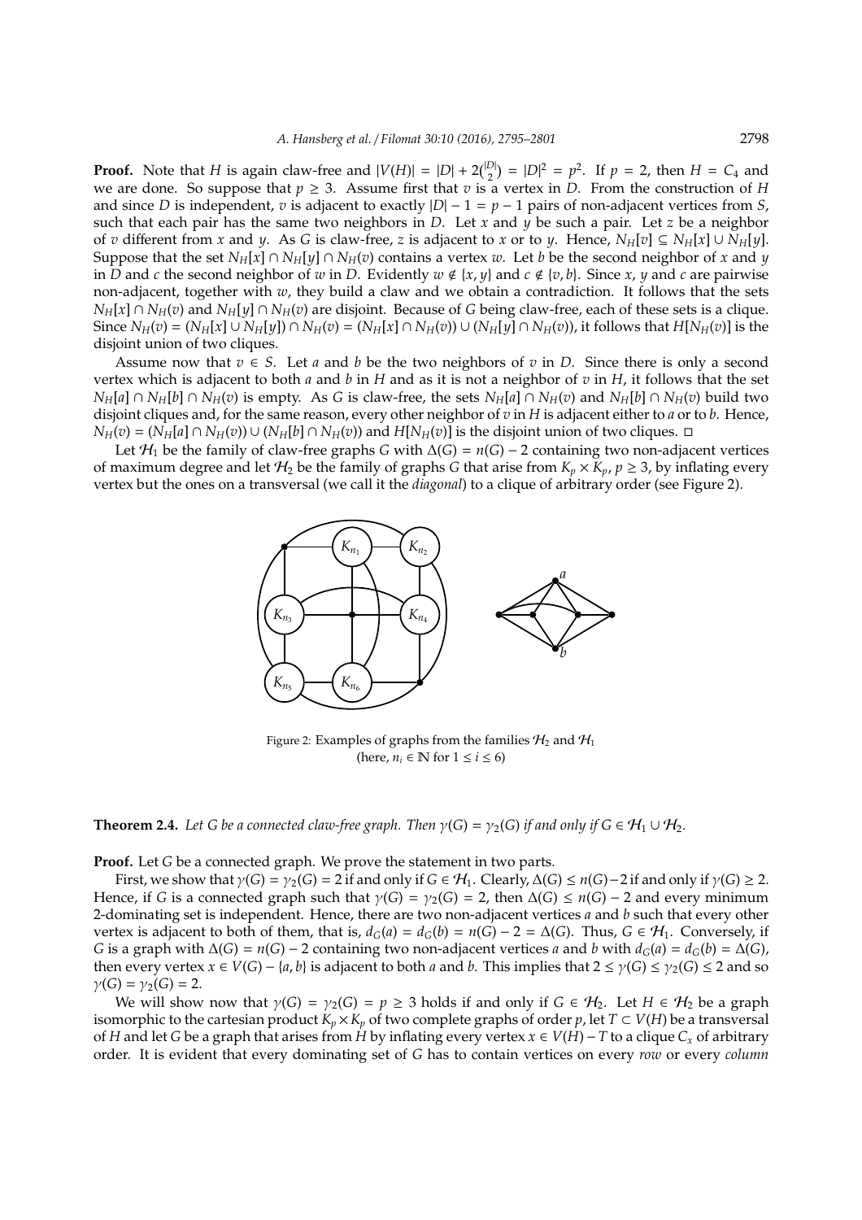**Proof.** Note that $H$ is again claw-free and $|V(H)| = |D| + 2\binom{|D|}{2} = |D|^2 = p^2$. If $p = 2$, then $H = C_4$ and we are done. So suppose that $p \geq 3$. Assume first that $v$ is a vertex in $D$. From the construction of $H$ and since $D$ is independent, $v$ is adjacent to exactly $|D| - 1 = p - 1$ pairs of non-adjacent vertices from $S$, such that each pair has the same two neighbors in $D$. Let $x$ and $y$ be such a pair. Let $z$ be a neighbor of $v$ different from $x$ and $y$. As $G$ is claw-free, $z$ is adjacent to $x$ or to $y$. Hence, $N_H[v] \subseteq N_H[x] \cup N_H[y]$. Suppose that the set $N_H[x] \cap N_H[y] \cap N_H(v)$ contains a vertex $w$. Let $b$ be the second neighbor of $x$ and $y$ in $D$ and $c$ the second neighbor of $w$ in $D$. Evidently $w \notin \{x, y\}$ and $c \notin \{v, b\}$. Since $x$, $y$ and $c$ are pairwise non-adjacent, together with $w$, they build a claw and we obtain a contradiction. It follows that the sets $N_H[x] \cap N_H(v)$ and $N_H[y] \cap N_H(v)$ are disjoint. Because of $G$ being claw-free, each of these sets is a clique. Since $N_H(v) = (N_H[x] \cup N_H[y]) \cap N_H(v) = (N_H[x] \cap N_H(v)) \cup (N_H[y] \cap N_H(v))$, it follows that $H[N_H(v)]$ is the disjoint union of two cliques.

Assume now that $v \in S$. Let $a$ and $b$ be the two neighbors of $v$ in $D$. Since there is only a second vertex which is adjacent to both $a$ and $b$ in $H$ and as it is not a neighbor of $v$ in $H$, it follows that the set $N_H[a] \cap N_H[b] \cap N_H(v)$ is empty. As $G$ is claw-free, the sets $N_H[a] \cap N_H(v)$ and $N_H[b] \cap N_H(v)$ build two disjoint cliques and, for the same reason, every other neighbor of $v$ in $H$ is adjacent either to $a$ or to $b$. Hence, $N_H(v) = (N_H[a] \cap N_H(v)) \cup (N_H[b] \cap N_H(v))$ and $H[N_H(v)]$ is the disjoint union of two cliques. $\square$

Let $\mathcal{H}_1$ be the family of claw-free graphs $G$ with $\Delta(G) = n(G) - 2$ containing two non-adjacent vertices of maximum degree and let $\mathcal{H}_2$ be the family of graphs $G$ that arise from $K_p \times K_p$, $p \geq 3$, by inflating every vertex but the ones on a transversal (we call it the *diagonal*) to a clique of arbitrary order (see Figure 2).

Figure 2: Examples of graphs from the families $\mathcal{H}_2$ and $\mathcal{H}_1$
(here, $n_i \in \mathbb{N}$ for $1 \leq i \leq 6$)

**Theorem 2.4.** *Let $G$ be a connected claw-free graph. Then $\gamma(G) = \gamma_2(G)$ if and only if $G \in \mathcal{H}_1 \cup \mathcal{H}_2$.*

**Proof.** Let $G$ be a connected graph. We prove the statement in two parts.

First, we show that $\gamma(G) = \gamma_2(G) = 2$ if and only if $G \in \mathcal{H}_1$. Clearly, $\Delta(G) \leq n(G) - 2$ if and only if $\gamma(G) \geq 2$. Hence, if $G$ is a connected graph such that $\gamma(G) = \gamma_2(G) = 2$, then $\Delta(G) \leq n(G) - 2$ and every minimum 2-dominating set is independent. Hence, there are two non-adjacent vertices $a$ and $b$ such that every other vertex is adjacent to both of them, that is, $d_G(a) = d_G(b) = n(G) - 2 = \Delta(G)$. Thus, $G \in \mathcal{H}_1$. Conversely, if $G$ is a graph with $\Delta(G) = n(G) - 2$ containing two non-adjacent vertices $a$ and $b$ with $d_G(a) = d_G(b) = \Delta(G)$, then every vertex $x \in V(G) - \{a, b\}$ is adjacent to both $a$ and $b$. This implies that $2 \leq \gamma(G) \leq \gamma_2(G) \leq 2$ and so $\gamma(G) = \gamma_2(G) = 2$.

We will show now that $\gamma(G) = \gamma_2(G) = p \geq 3$ holds if and only if $G \in \mathcal{H}_2$. Let $H \in \mathcal{H}_2$ be a graph isomorphic to the cartesian product $K_p \times K_p$ of two complete graphs of order $p$, let $T \subset V(H)$ be a transversal of $H$ and let $G$ be a graph that arises from $H$ by inflating every vertex $x \in V(H) - T$ to a clique $C_x$ of arbitrary order. It is evident that every dominating set of $G$ has to contain vertices on every *row* or every *column*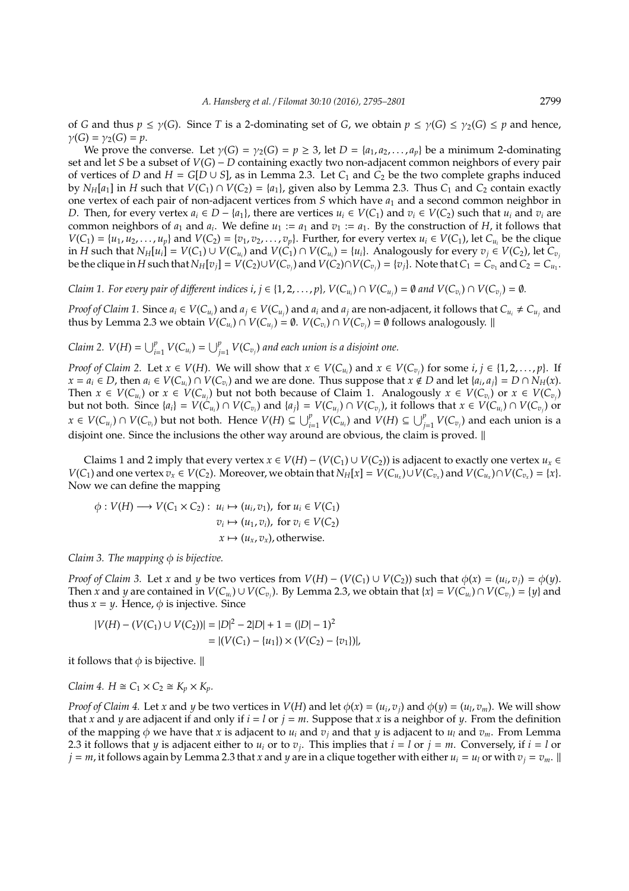of $G$ and thus $p \leq \gamma(G)$. Since $T$ is a 2-dominating set of $G$, we obtain $p \leq \gamma(G) \leq \gamma_2(G) \leq p$ and hence, $\gamma(G) = \gamma_2(G) = p$.

We prove the converse. Let $\gamma(G) = \gamma_2(G) = p \geq 3$, let $D = \{a_1, a_2, \ldots, a_p\}$ be a minimum 2-dominating set and let $S$ be a subset of $V(G) - D$ containing exactly two non-adjacent common neighbors of every pair of vertices of $D$ and $H = G[D \cup S]$, as in Lemma 2.3. Let $C_1$ and $C_2$ be the two complete graphs induced by $N_H[a_1]$ in $H$ such that $V(C_1) \cap V(C_2) = \{a_1\}$, given also by Lemma 2.3. Thus $C_1$ and $C_2$ contain exactly one vertex of each pair of non-adjacent vertices from $S$ which have $a_1$ and a second common neighbor in $D$. Then, for every vertex $a_i \in D - \{a_1\}$, there are vertices $u_i \in V(C_1)$ and $v_i \in V(C_2)$ such that $u_i$ and $v_i$ are common neighbors of $a_1$ and $a_i$. We define $u_1 := a_1$ and $v_1 := a_1$. By the construction of $H$, it follows that $V(C_1) = \{u_1, u_2, \ldots, u_p\}$ and $V(C_2) = \{v_1, v_2, \ldots, v_p\}$. Further, for every vertex $u_i \in V(C_1)$, let $C_{u_i}$ be the clique in $H$ such that $N_H[u_i] = V(C_1) \cup V(C_{u_i})$ and $V(C_1) \cap V(C_{u_i}) = \{u_i\}$. Analogously for every $v_j \in V(C_2)$, let $C_{v_j}$ be the clique in $H$ such that $N_H[v_j] = V(C_2) \cup V(C_{v_j})$ and $V(C_2) \cap V(C_{v_j}) = \{v_j\}$. Note that $C_1 = C_{v_1}$ and $C_2 = C_{u_1}$.

*Claim 1. For every pair of different indices $i, j \in \{1, 2, \ldots, p\}$, $V(C_{u_i}) \cap V(C_{u_j}) = \emptyset$ and $V(C_{v_i}) \cap V(C_{v_j}) = \emptyset$.*

*Proof of Claim 1.* Since $a_i \in V(C_{u_i})$ and $a_j \in V(C_{u_j})$ and $a_i$ and $a_j$ are non-adjacent, it follows that $C_{u_i} \neq C_{u_j}$ and thus by Lemma 2.3 we obtain $V(C_{u_i}) \cap V(C_{u_j}) = \emptyset$. $V(C_{v_i}) \cap V(C_{v_j}) = \emptyset$ follows analogously. ‖

*Claim 2. $V(H) = \bigcup_{i=1}^{p} V(C_{u_i}) = \bigcup_{j=1}^{p} V(C_{v_j})$ and each union is a disjoint one.*

*Proof of Claim 2.* Let $x \in V(H)$. We will show that $x \in V(C_{u_i})$ and $x \in V(C_{v_j})$ for some $i, j \in \{1, 2, \ldots, p\}$. If $x = a_i \in D$, then $a_i \in V(C_{u_i}) \cap V(C_{v_i})$ and we are done. Thus suppose that $x \notin D$ and let $\{a_i, a_j\} = D \cap N_H(x)$. Then $x \in V(C_{u_i})$ or $x \in V(C_{u_j})$ but not both because of Claim 1. Analogously $x \in V(C_{v_i})$ or $x \in V(C_{v_j})$ but not both. Since $\{a_i\} = V(C_{u_i}) \cap V(C_{v_i})$ and $\{a_j\} = V(C_{u_j}) \cap V(C_{v_j})$, it follows that $x \in V(C_{u_i}) \cap V(C_{v_j})$ or $x \in V(C_{u_j}) \cap V(C_{v_i})$ but not both. Hence $V(H) \subseteq \bigcup_{i=1}^{p} V(C_{u_i})$ and $V(H) \subseteq \bigcup_{j=1}^{p} V(C_{v_j})$ and each union is a disjoint one. Since the inclusions the other way around are obvious, the claim is proved. ‖

Claims 1 and 2 imply that every vertex $x \in V(H) - (V(C_1) \cup V(C_2))$ is adjacent to exactly one vertex $u_x \in V(C_1)$ and one vertex $v_x \in V(C_2)$. Moreover, we obtain that $N_H[x] = V(C_{u_x}) \cup V(C_{v_x})$ and $V(C_{u_x}) \cap V(C_{v_x}) = \{x\}$. Now we can define the mapping

$$
\begin{aligned}
\phi : V(H) \longrightarrow V(C_1 \times C_2) :\ & u_i \mapsto (u_i, v_1), \text{ for } u_i \in V(C_1) \\
& v_i \mapsto (u_1, v_i), \text{ for } v_i \in V(C_2) \\
& x \mapsto (u_x, v_x), \text{otherwise.}
\end{aligned}
$$

*Claim 3. The mapping $\phi$ is bijective.*

*Proof of Claim 3.* Let $x$ and $y$ be two vertices from $V(H) - (V(C_1) \cup V(C_2))$ such that $\phi(x) = (u_i, v_j) = \phi(y)$. Then $x$ and $y$ are contained in $V(C_{u_i}) \cup V(C_{v_j})$. By Lemma 2.3, we obtain that $\{x\} = V(C_{u_i}) \cap V(C_{v_j}) = \{y\}$ and thus $x = y$. Hence, $\phi$ is injective. Since

$$
\begin{aligned}
|V(H) - (V(C_1) \cup V(C_2))| &= |D|^2 - 2|D| + 1 = (|D| - 1)^2 \\
&= |(V(C_1) - \{u_1\}) \times (V(C_2) - \{v_1\})|,
\end{aligned}
$$

it follows that $\phi$ is bijective. ‖

*Claim 4. $H \cong C_1 \times C_2 \cong K_p \times K_p$.*

*Proof of Claim 4.* Let $x$ and $y$ be two vertices in $V(H)$ and let $\phi(x) = (u_i, v_j)$ and $\phi(y) = (u_l, v_m)$. We will show that $x$ and $y$ are adjacent if and only if $i = l$ or $j = m$. Suppose that $x$ is a neighbor of $y$. From the definition of the mapping $\phi$ we have that $x$ is adjacent to $u_i$ and $v_j$ and that $y$ is adjacent to $u_l$ and $v_m$. From Lemma 2.3 it follows that $y$ is adjacent either to $u_i$ or to $v_j$. This implies that $i = l$ or $j = m$. Conversely, if $i = l$ or $j = m$, it follows again by Lemma 2.3 that $x$ and $y$ are in a clique together with either $u_i = u_l$ or with $v_j = v_m$. ‖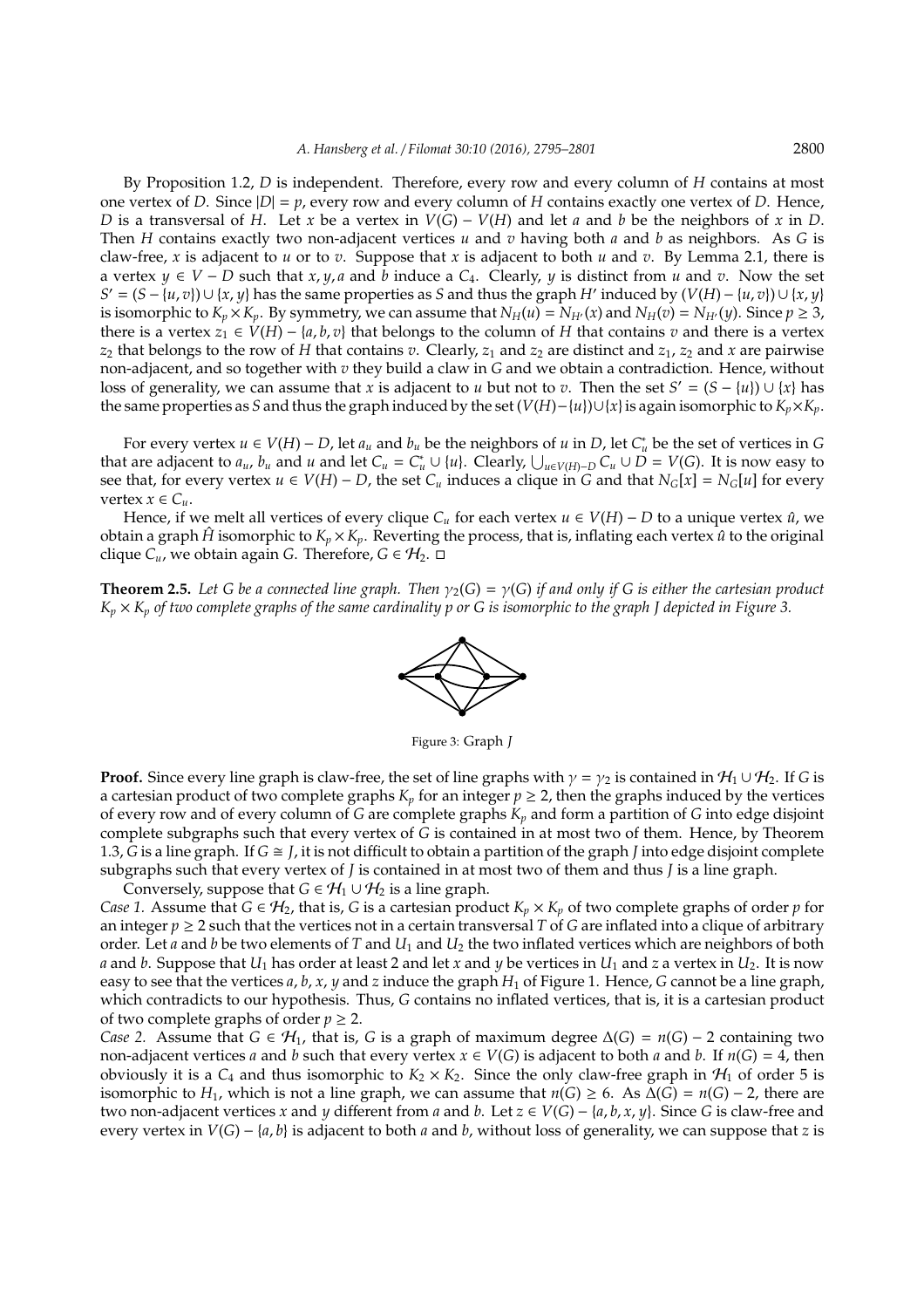By Proposition 1.2, $D$ is independent. Therefore, every row and every column of $H$ contains at most one vertex of $D$. Since $|D| = p$, every row and every column of $H$ contains exactly one vertex of $D$. Hence, $D$ is a transversal of $H$. Let $x$ be a vertex in $V(G) - V(H)$ and let $a$ and $b$ be the neighbors of $x$ in $D$. Then $H$ contains exactly two non-adjacent vertices $u$ and $v$ having both $a$ and $b$ as neighbors. As $G$ is claw-free, $x$ is adjacent to $u$ or to $v$. Suppose that $x$ is adjacent to both $u$ and $v$. By Lemma 2.1, there is a vertex $y \in V - D$ such that $x, y, a$ and $b$ induce a $C_4$. Clearly, $y$ is distinct from $u$ and $v$. Now the set $S' = (S - \{u, v\}) \cup \{x, y\}$ has the same properties as $S$ and thus the graph $H'$ induced by $(V(H) - \{u, v\}) \cup \{x, y\}$ is isomorphic to $K_p \times K_p$. By symmetry, we can assume that $N_H(u) = N_{H'}(x)$ and $N_H(v) = N_{H'}(y)$. Since $p \geq 3$, there is a vertex $z_1 \in V(H) - \{a, b, v\}$ that belongs to the column of $H$ that contains $v$ and there is a vertex $z_2$ that belongs to the row of $H$ that contains $v$. Clearly, $z_1$ and $z_2$ are distinct and $z_1$, $z_2$ and $x$ are pairwise non-adjacent, and so together with $v$ they build a claw in $G$ and we obtain a contradiction. Hence, without loss of generality, we can assume that $x$ is adjacent to $u$ but not to $v$. Then the set $S' = (S - \{u\}) \cup \{x\}$ has the same properties as $S$ and thus the graph induced by the set $(V(H) - \{u\}) \cup \{x\}$ is again isomorphic to $K_p \times K_p$.

For every vertex $u \in V(H) - D$, let $a_u$ and $b_u$ be the neighbors of $u$ in $D$, let $C_u^*$ be the set of vertices in $G$ that are adjacent to $a_u$, $b_u$ and $u$ and let $C_u = C_u^* \cup \{u\}$. Clearly, $\bigcup_{u \in V(H) - D} C_u \cup D = V(G)$. It is now easy to see that, for every vertex $u \in V(H) - D$, the set $C_u$ induces a clique in $G$ and that $N_G[x] = N_G[u]$ for every vertex $x \in C_u$.

Hence, if we melt all vertices of every clique $C_u$ for each vertex $u \in V(H) - D$ to a unique vertex $\hat{u}$, we obtain a graph $\hat{H}$ isomorphic to $K_p \times K_p$. Reverting the process, that is, inflating each vertex $\hat{u}$ to the original clique $C_u$, we obtain again $G$. Therefore, $G \in \mathcal{H}_2$. $\square$

**Theorem 2.5.** *Let $G$ be a connected line graph. Then $\gamma_2(G) = \gamma(G)$ if and only if $G$ is either the cartesian product $K_p \times K_p$ of two complete graphs of the same cardinality $p$ or $G$ is isomorphic to the graph $J$ depicted in Figure 3.*

Figure 3: Graph $J$

**Proof.** Since every line graph is claw-free, the set of line graphs with $\gamma = \gamma_2$ is contained in $\mathcal{H}_1 \cup \mathcal{H}_2$. If $G$ is a cartesian product of two complete graphs $K_p$ for an integer $p \geq 2$, then the graphs induced by the vertices of every row and of every column of $G$ are complete graphs $K_p$ and form a partition of $G$ into edge disjoint complete subgraphs such that every vertex of $G$ is contained in at most two of them. Hence, by Theorem 1.3, $G$ is a line graph. If $G \cong J$, it is not difficult to obtain a partition of the graph $J$ into edge disjoint complete subgraphs such that every vertex of $J$ is contained in at most two of them and thus $J$ is a line graph.

Conversely, suppose that $G \in \mathcal{H}_1 \cup \mathcal{H}_2$ is a line graph.

*Case 1.* Assume that $G \in \mathcal{H}_2$, that is, $G$ is a cartesian product $K_p \times K_p$ of two complete graphs of order $p$ for an integer $p \geq 2$ such that the vertices not in a certain transversal $T$ of $G$ are inflated into a clique of arbitrary order. Let $a$ and $b$ be two elements of $T$ and $U_1$ and $U_2$ the two inflated vertices which are neighbors of both $a$ and $b$. Suppose that $U_1$ has order at least 2 and let $x$ and $y$ be vertices in $U_1$ and $z$ a vertex in $U_2$. It is now easy to see that the vertices $a$, $b$, $x$, $y$ and $z$ induce the graph $H_1$ of Figure 1. Hence, $G$ cannot be a line graph, which contradicts to our hypothesis. Thus, $G$ contains no inflated vertices, that is, it is a cartesian product of two complete graphs of order $p \geq 2$.

*Case 2.* Assume that $G \in \mathcal{H}_1$, that is, $G$ is a graph of maximum degree $\Delta(G) = n(G) - 2$ containing two non-adjacent vertices $a$ and $b$ such that every vertex $x \in V(G)$ is adjacent to both $a$ and $b$. If $n(G) = 4$, then obviously it is a $C_4$ and thus isomorphic to $K_2 \times K_2$. Since the only claw-free graph in $\mathcal{H}_1$ of order 5 is isomorphic to $H_1$, which is not a line graph, we can assume that $n(G) \geq 6$. As $\Delta(G) = n(G) - 2$, there are two non-adjacent vertices $x$ and $y$ different from $a$ and $b$. Let $z \in V(G) - \{a, b, x, y\}$. Since $G$ is claw-free and every vertex in $V(G) - \{a, b\}$ is adjacent to both $a$ and $b$, without loss of generality, we can suppose that $z$ is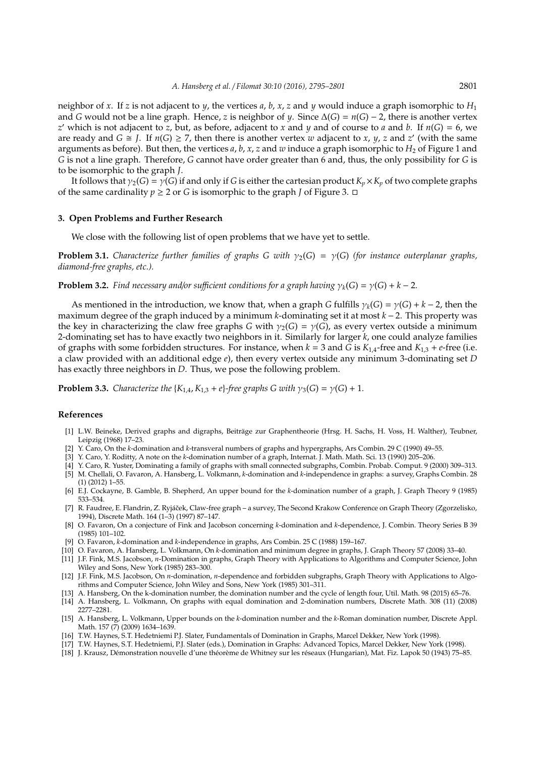neighbor of $x$. If $z$ is not adjacent to $y$, the vertices $a$, $b$, $x$, $z$ and $y$ would induce a graph isomorphic to $H_1$ and $G$ would not be a line graph. Hence, $z$ is neighbor of $y$. Since $\Delta(G) = n(G) - 2$, there is another vertex $z'$ which is not adjacent to $z$, but, as before, adjacent to $x$ and $y$ and of course to $a$ and $b$. If $n(G) = 6$, we are ready and $G \cong J$. If $n(G) \geq 7$, then there is another vertex $w$ adjacent to $x$, $y$, $z$ and $z'$ (with the same arguments as before). But then, the vertices $a$, $b$, $x$, $z$ and $w$ induce a graph isomorphic to $H_2$ of Figure 1 and $G$ is not a line graph. Therefore, $G$ cannot have order greater than 6 and, thus, the only possibility for $G$ is to be isomorphic to the graph $J$.

It follows that $\gamma_2(G) = \gamma(G)$ if and only if $G$ is either the cartesian product $K_p \times K_p$ of two complete graphs of the same cardinality $p \geq 2$ or $G$ is isomorphic to the graph $J$ of Figure 3. □

### 3. Open Problems and Further Research

We close with the following list of open problems that we have yet to settle.

**Problem 3.1.** *Characterize further families of graphs $G$ with $\gamma_2(G) = \gamma(G)$ (for instance outerplanar graphs, diamond-free graphs, etc.).*

**Problem 3.2.** *Find necessary and/or sufficient conditions for a graph having $\gamma_k(G) = \gamma(G) + k - 2$.*

As mentioned in the introduction, we know that, when a graph $G$ fulfills $\gamma_k(G) = \gamma(G) + k - 2$, then the maximum degree of the graph induced by a minimum $k$-dominating set it at most $k - 2$. This property was the key in characterizing the claw free graphs $G$ with $\gamma_2(G) = \gamma(G)$, as every vertex outside a minimum 2-dominating set has to have exactly two neighbors in it. Similarly for larger $k$, one could analyze families of graphs with some forbidden structures. For instance, when $k = 3$ and $G$ is $K_{1,4}$-free and $K_{1,3} + e$-free (i.e. a claw provided with an additional edge $e$), then every vertex outside any minimum 3-dominating set $D$ has exactly three neighbors in $D$. Thus, we pose the following problem.

**Problem 3.3.** *Characterize the $\{K_{1,4}, K_{1,3} + e\}$-free graphs $G$ with $\gamma_3(G) = \gamma(G) + 1$.*

### References

[1] L.W. Beineke, Derived graphs and digraphs, Beiträge zur Graphentheorie (Hrsg. H. Sachs, H. Voss, H. Walther), Teubner, Leipzig (1968) 17–23.

[2] Y. Caro, On the $k$-domination and $k$-transveral numbers of graphs and hypergraphs, Ars Combin. 29 C (1990) 49–55.

[3] Y. Caro, Y. Roditty, A note on the $k$-domination number of a graph, Internat. J. Math. Math. Sci. 13 (1990) 205–206.

[4] Y. Caro, R. Yuster, Dominating a family of graphs with small connected subgraphs, Combin. Probab. Comput. 9 (2000) 309–313.

[5] M. Chellali, O. Favaron, A. Hansberg, L. Volkmann, $k$-domination and $k$-independence in graphs: a survey, Graphs Combin. 28 (1) (2012) 1–55.

[6] E.J. Cockayne, B. Gamble, B. Shepherd, An upper bound for the $k$-domination number of a graph, J. Graph Theory 9 (1985) 533–534.

[7] R. Faudree, E. Flandrin, Z. Ryjáček, Claw-free graph – a survey, The Second Krakow Conference on Graph Theory (Zgorzelisko, 1994), Discrete Math. 164 (1–3) (1997) 87–147.

[8] O. Favaron, On a conjecture of Fink and Jacobson concerning $k$-domination and $k$-dependence, J. Combin. Theory Series B 39 (1985) 101–102.

[9] O. Favaron, $k$-domination and $k$-independence in graphs, Ars Combin. 25 C (1988) 159–167.

[10] O. Favaron, A. Hansberg, L. Volkmann, On $k$-domination and minimum degree in graphs, J. Graph Theory 57 (2008) 33–40.

[11] J.F. Fink, M.S. Jacobson, $n$-Domination in graphs, Graph Theory with Applications to Algorithms and Computer Science, John Wiley and Sons, New York (1985) 283–300.

[12] J.F. Fink, M.S. Jacobson, On $n$-domination, $n$-dependence and forbidden subgraphs, Graph Theory with Applications to Algorithms and Computer Science, John Wiley and Sons, New York (1985) 301–311.

[13] A. Hansberg, On the k-domination number, the domination number and the cycle of length four, Util. Math. 98 (2015) 65–76.

[14] A. Hansberg, L. Volkmann, On graphs with equal domination and 2-domination numbers, Discrete Math. 308 (11) (2008) 2277–2281.

[15] A. Hansberg, L. Volkmann, Upper bounds on the $k$-domination number and the $k$-Roman domination number, Discrete Appl. Math. 157 (7) (2009) 1634–1639.

[16] T.W. Haynes, S.T. Hedetniemi P.J. Slater, Fundamentals of Domination in Graphs, Marcel Dekker, New York (1998).

[17] T.W. Haynes, S.T. Hedetniemi, P.J. Slater (eds.), Domination in Graphs: Advanced Topics, Marcel Dekker, New York (1998).

[18] J. Krausz, Démonstration nouvelle d'une théorème de Whitney sur les réseaux (Hungarian), Mat. Fiz. Lapok 50 (1943) 75–85.